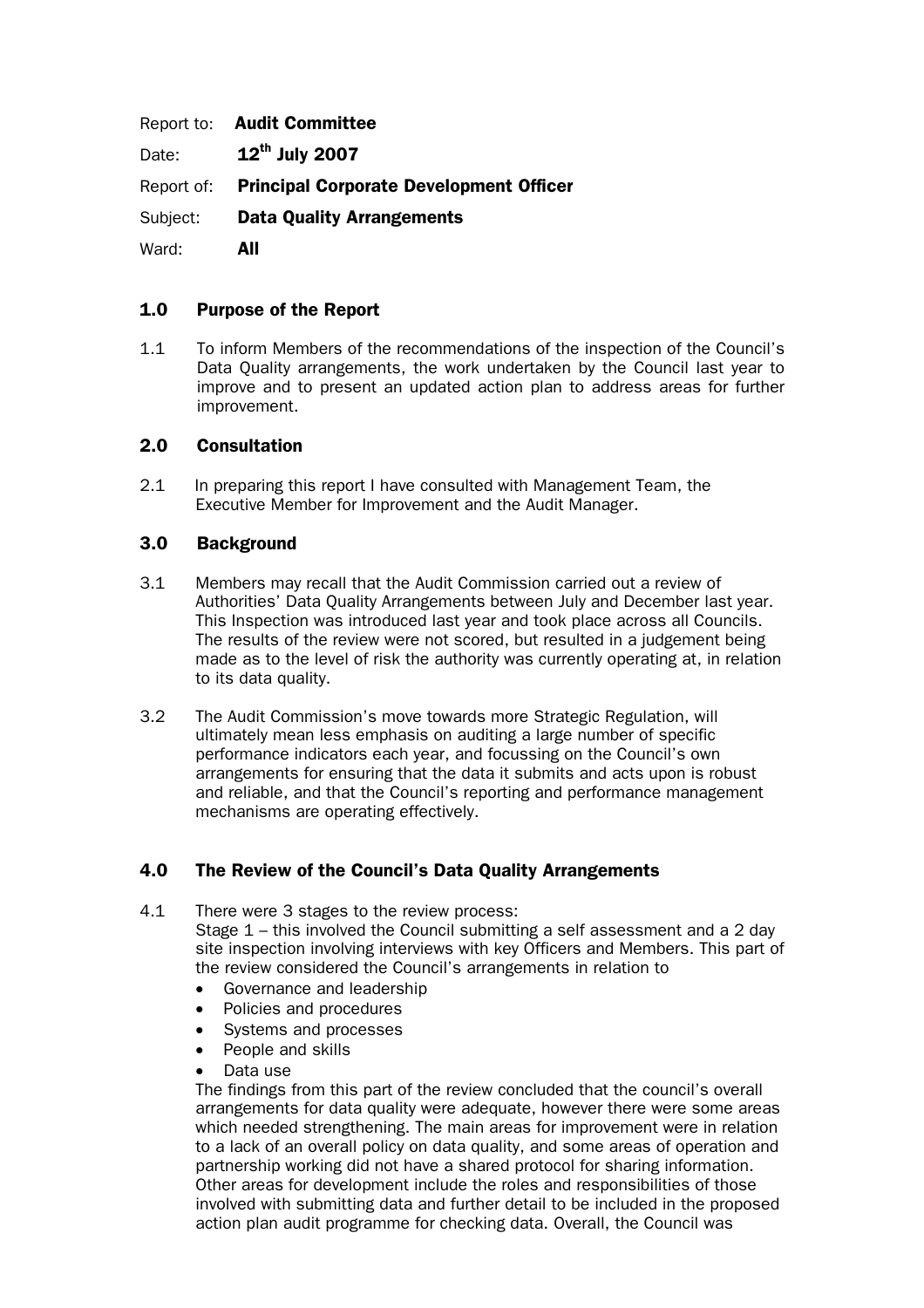Report to: **Audit Committee**

Date: **12th July 2007**

Report of: **Principal Corporate Development Officer**

Subject: **Data Quality Arrangements**

Ward: **All**

## 1.0 Purpose of the Report

1.1 To inform Members of the recommendations of the inspection of the Council's Data Quality arrangements, the work undertaken by the Council last year to improve and to present an updated action plan to address areas for further improvement.

## 2.0 Consultation

2.1 In preparing this report I have consulted with Management Team, the Executive Member for Improvement and the Audit Manager.

## 3.0 Background

3.1 Members may recall that the Audit Commission carried out a review of Authorities' Data Quality Arrangements between July and December last year. This Inspection was introduced last year and took place across all Councils. The results of the review were not scored, but resulted in a judgement being made as to the level of risk the authority was currently operating at, in relation to its data quality.

3.2 The Audit Commission's move towards more Strategic Regulation, will ultimately mean less emphasis on auditing a large number of specific performance indicators each year, and focussing on the Council's own arrangements for ensuring that the data it submits and acts upon is robust and reliable, and that the Council's reporting and performance management mechanisms are operating effectively.

## 4.0 The Review of the Council's Data Quality Arrangements

4.1 There were 3 stages to the review process:

Stage 1 – this involved the Council submitting a self assessment and a 2 day site inspection involving interviews with key Officers and Members. This part of the review considered the Council's arrangements in relation to

- Governance and leadership
- Policies and procedures
- Systems and processes
- People and skills
- Data use

The findings from this part of the review concluded that the council's overall arrangements for data quality were adequate, however there were some areas which needed strengthening. The main areas for improvement were in relation to a lack of an overall policy on data quality, and some areas of operation and partnership working did not have a shared protocol for sharing information. Other areas for development include the roles and responsibilities of those involved with submitting data and further detail to be included in the proposed action plan audit programme for checking data. Overall, the Council was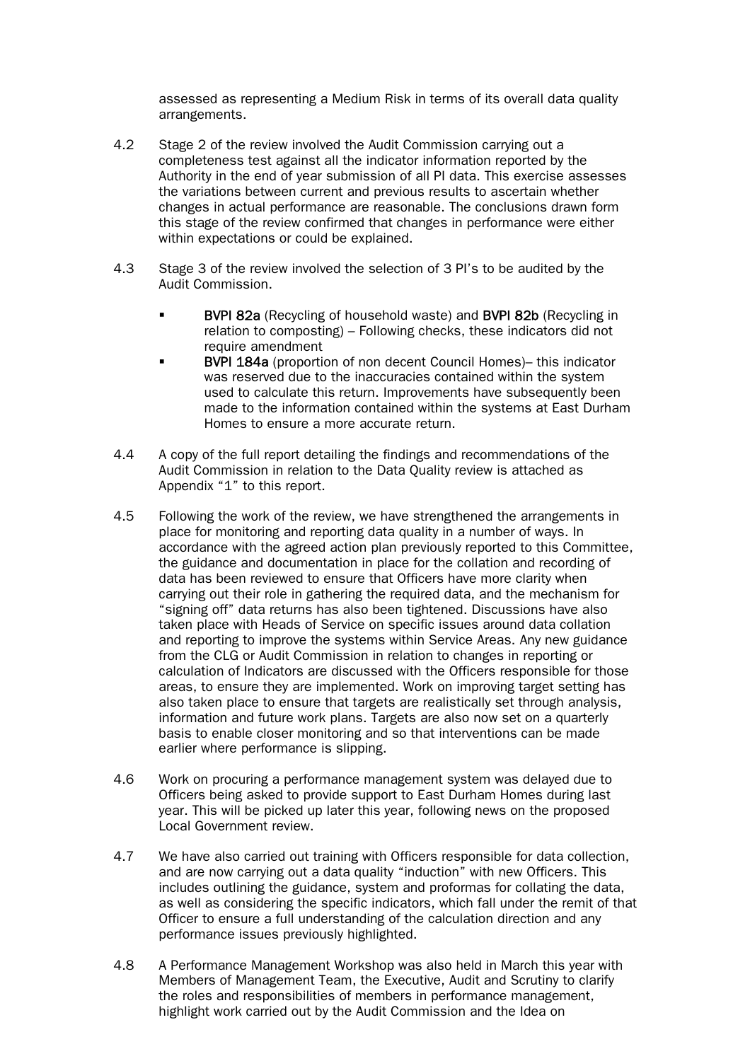assessed as representing a Medium Risk in terms of its overall data quality arrangements.

4.2 Stage 2 of the review involved the Audit Commission carrying out a completeness test against all the indicator information reported by the Authority in the end of year submission of all PI data. This exercise assesses the variations between current and previous results to ascertain whether changes in actual performance are reasonable. The conclusions drawn form this stage of the review confirmed that changes in performance were either within expectations or could be explained.

4.3 Stage 3 of the review involved the selection of 3 PI's to be audited by the Audit Commission.

- **BVPI 82a** (Recycling of household waste) and **BVPI 82b** (Recycling in relation to composting) – Following checks, these indicators did not require amendment
- **BVPI 184a** (proportion of non decent Council Homes)– this indicator was reserved due to the inaccuracies contained within the system used to calculate this return. Improvements have subsequently been made to the information contained within the systems at East Durham Homes to ensure a more accurate return.

4.4 A copy of the full report detailing the findings and recommendations of the Audit Commission in relation to the Data Quality review is attached as Appendix "1" to this report.

4.5 Following the work of the review, we have strengthened the arrangements in place for monitoring and reporting data quality in a number of ways. In accordance with the agreed action plan previously reported to this Committee, the guidance and documentation in place for the collation and recording of data has been reviewed to ensure that Officers have more clarity when carrying out their role in gathering the required data, and the mechanism for "signing off" data returns has also been tightened. Discussions have also taken place with Heads of Service on specific issues around data collation and reporting to improve the systems within Service Areas. Any new guidance from the CLG or Audit Commission in relation to changes in reporting or calculation of Indicators are discussed with the Officers responsible for those areas, to ensure they are implemented. Work on improving target setting has also taken place to ensure that targets are realistically set through analysis, information and future work plans. Targets are also now set on a quarterly basis to enable closer monitoring and so that interventions can be made earlier where performance is slipping.

4.6 Work on procuring a performance management system was delayed due to Officers being asked to provide support to East Durham Homes during last year. This will be picked up later this year, following news on the proposed Local Government review.

4.7 We have also carried out training with Officers responsible for data collection, and are now carrying out a data quality "induction" with new Officers. This includes outlining the guidance, system and proformas for collating the data, as well as considering the specific indicators, which fall under the remit of that Officer to ensure a full understanding of the calculation direction and any performance issues previously highlighted.

4.8 A Performance Management Workshop was also held in March this year with Members of Management Team, the Executive, Audit and Scrutiny to clarify the roles and responsibilities of members in performance management, highlight work carried out by the Audit Commission and the Idea on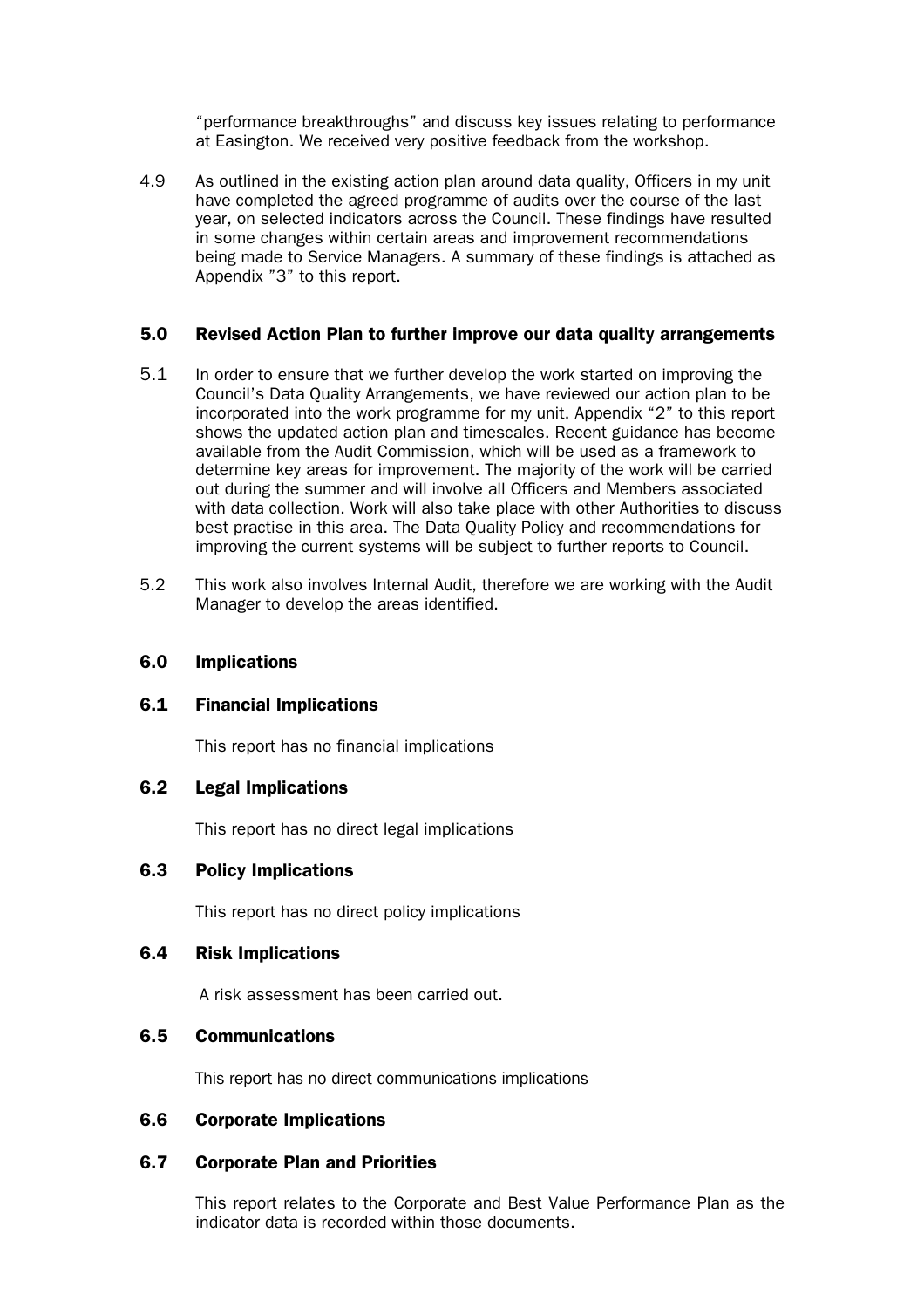"performance breakthroughs" and discuss key issues relating to performance at Easington. We received very positive feedback from the workshop.

4.9 As outlined in the existing action plan around data quality, Officers in my unit have completed the agreed programme of audits over the course of the last year, on selected indicators across the Council. These findings have resulted in some changes within certain areas and improvement recommendations being made to Service Managers. A summary of these findings is attached as Appendix "3" to this report.

## 5.0 Revised Action Plan to further improve our data quality arrangements

5.1 In order to ensure that we further develop the work started on improving the Council's Data Quality Arrangements, we have reviewed our action plan to be incorporated into the work programme for my unit. Appendix "2" to this report shows the updated action plan and timescales. Recent guidance has become available from the Audit Commission, which will be used as a framework to determine key areas for improvement. The majority of the work will be carried out during the summer and will involve all Officers and Members associated with data collection. Work will also take place with other Authorities to discuss best practise in this area. The Data Quality Policy and recommendations for improving the current systems will be subject to further reports to Council.

5.2 This work also involves Internal Audit, therefore we are working with the Audit Manager to develop the areas identified.

## 6.0 Implications

### 6.1 Financial Implications

This report has no financial implications

### 6.2 Legal Implications

This report has no direct legal implications

### 6.3 Policy Implications

This report has no direct policy implications

### 6.4 Risk Implications

A risk assessment has been carried out.

### 6.5 Communications

This report has no direct communications implications

### 6.6 Corporate Implications

### 6.7 Corporate Plan and Priorities

This report relates to the Corporate and Best Value Performance Plan as the indicator data is recorded within those documents.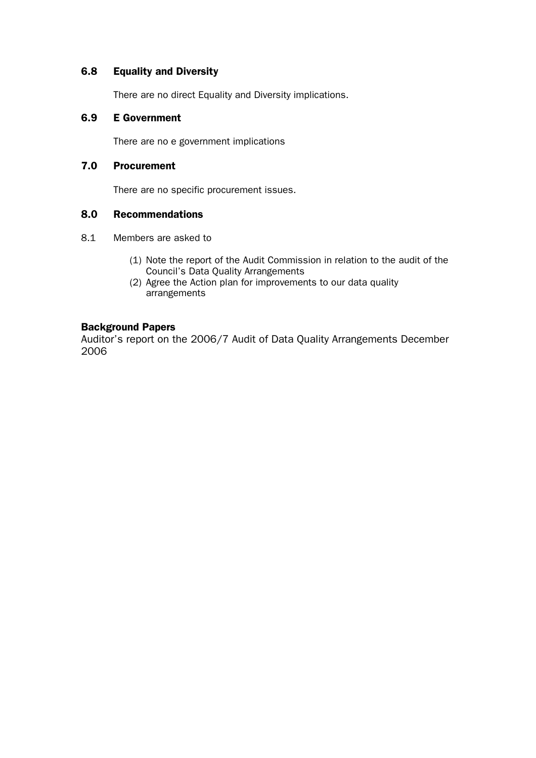### 6.8 Equality and Diversity

There are no direct Equality and Diversity implications.

### 6.9 E Government

There are no e government implications

### 7.0 Procurement

There are no specific procurement issues.

### 8.0 Recommendations

8.1 Members are asked to

(1) Note the report of the Audit Commission in relation to the audit of the Council's Data Quality Arrangements
(2) Agree the Action plan for improvements to our data quality arrangements

**Background Papers**
Auditor's report on the 2006/7 Audit of Data Quality Arrangements December 2006